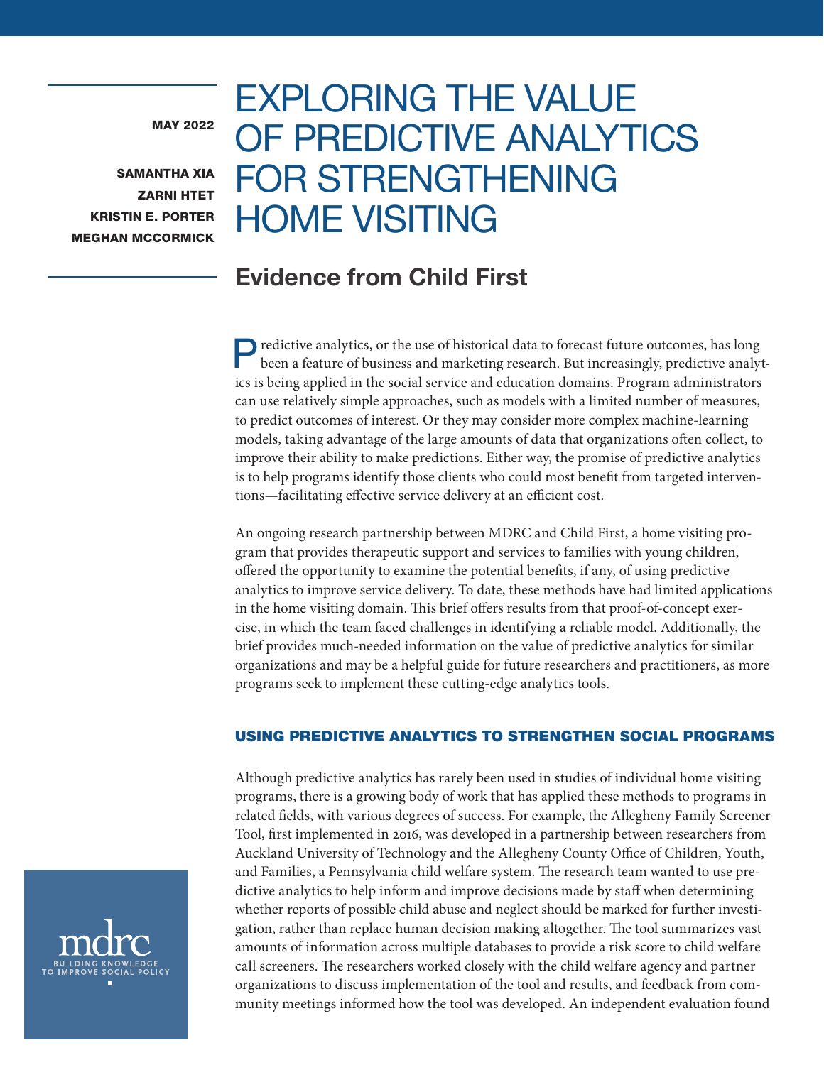MAY 2022

SAMANTHA XIA
ZARNI HTET
KRISTIN E. PORTER
MEGHAN MCCORMICK

# EXPLORING THE VALUE OF PREDICTIVE ANALYTICS FOR STRENGTHENING HOME VISITING

## Evidence from Child First

Predictive analytics, or the use of historical data to forecast future outcomes, has long been a feature of business and marketing research. But increasingly, predictive analytics is being applied in the social service and education domains. Program administrators can use relatively simple approaches, such as models with a limited number of measures, to predict outcomes of interest. Or they may consider more complex machine-learning models, taking advantage of the large amounts of data that organizations often collect, to improve their ability to make predictions. Either way, the promise of predictive analytics is to help programs identify those clients who could most benefit from targeted interventions—facilitating effective service delivery at an efficient cost.

An ongoing research partnership between MDRC and Child First, a home visiting program that provides therapeutic support and services to families with young children, offered the opportunity to examine the potential benefits, if any, of using predictive analytics to improve service delivery. To date, these methods have had limited applications in the home visiting domain. This brief offers results from that proof-of-concept exercise, in which the team faced challenges in identifying a reliable model. Additionally, the brief provides much-needed information on the value of predictive analytics for similar organizations and may be a helpful guide for future researchers and practitioners, as more programs seek to implement these cutting-edge analytics tools.

### USING PREDICTIVE ANALYTICS TO STRENGTHEN SOCIAL PROGRAMS

Although predictive analytics has rarely been used in studies of individual home visiting programs, there is a growing body of work that has applied these methods to programs in related fields, with various degrees of success. For example, the Allegheny Family Screener Tool, first implemented in 2016, was developed in a partnership between researchers from Auckland University of Technology and the Allegheny County Office of Children, Youth, and Families, a Pennsylvania child welfare system. The research team wanted to use predictive analytics to help inform and improve decisions made by staff when determining whether reports of possible child abuse and neglect should be marked for further investigation, rather than replace human decision making altogether. The tool summarizes vast amounts of information across multiple databases to provide a risk score to child welfare call screeners. The researchers worked closely with the child welfare agency and partner organizations to discuss implementation of the tool and results, and feedback from community meetings informed how the tool was developed. An independent evaluation found

mdrc
BUILDING KNOWLEDGE TO IMPROVE SOCIAL POLICY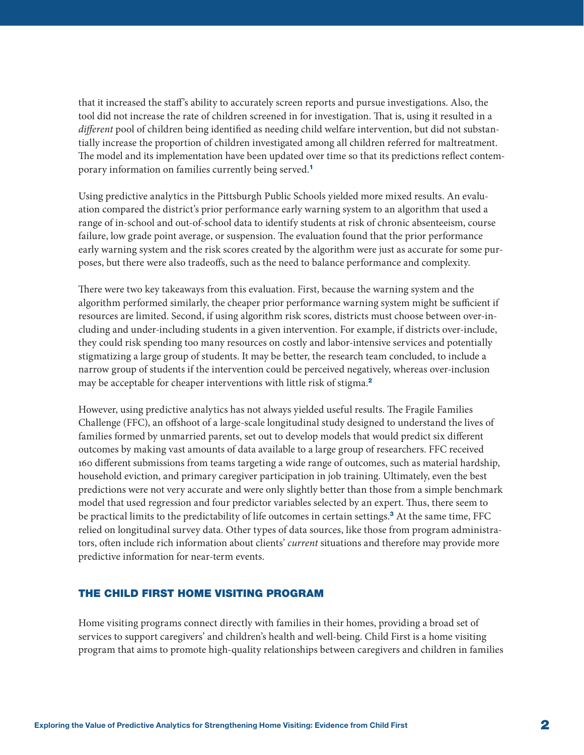that it increased the staff's ability to accurately screen reports and pursue investigations. Also, the tool did not increase the rate of children screened in for investigation. That is, using it resulted in a *different* pool of children being identified as needing child welfare intervention, but did not substantially increase the proportion of children investigated among all children referred for maltreatment. The model and its implementation have been updated over time so that its predictions reflect contemporary information on families currently being served.[1]

Using predictive analytics in the Pittsburgh Public Schools yielded more mixed results. An evaluation compared the district's prior performance early warning system to an algorithm that used a range of in-school and out-of-school data to identify students at risk of chronic absenteeism, course failure, low grade point average, or suspension. The evaluation found that the prior performance early warning system and the risk scores created by the algorithm were just as accurate for some purposes, but there were also tradeoffs, such as the need to balance performance and complexity.

There were two key takeaways from this evaluation. First, because the warning system and the algorithm performed similarly, the cheaper prior performance warning system might be sufficient if resources are limited. Second, if using algorithm risk scores, districts must choose between over-including and under-including students in a given intervention. For example, if districts over-include, they could risk spending too many resources on costly and labor-intensive services and potentially stigmatizing a large group of students. It may be better, the research team concluded, to include a narrow group of students if the intervention could be perceived negatively, whereas over-inclusion may be acceptable for cheaper interventions with little risk of stigma.[2]

However, using predictive analytics has not always yielded useful results. The Fragile Families Challenge (FFC), an offshoot of a large-scale longitudinal study designed to understand the lives of families formed by unmarried parents, set out to develop models that would predict six different outcomes by making vast amounts of data available to a large group of researchers. FFC received 160 different submissions from teams targeting a wide range of outcomes, such as material hardship, household eviction, and primary caregiver participation in job training. Ultimately, even the best predictions were not very accurate and were only slightly better than those from a simple benchmark model that used regression and four predictor variables selected by an expert. Thus, there seem to be practical limits to the predictability of life outcomes in certain settings.[3] At the same time, FFC relied on longitudinal survey data. Other types of data sources, like those from program administrators, often include rich information about clients' *current* situations and therefore may provide more predictive information for near-term events.

## THE CHILD FIRST HOME VISITING PROGRAM

Home visiting programs connect directly with families in their homes, providing a broad set of services to support caregivers' and children's health and well-being. Child First is a home visiting program that aims to promote high-quality relationships between caregivers and children in families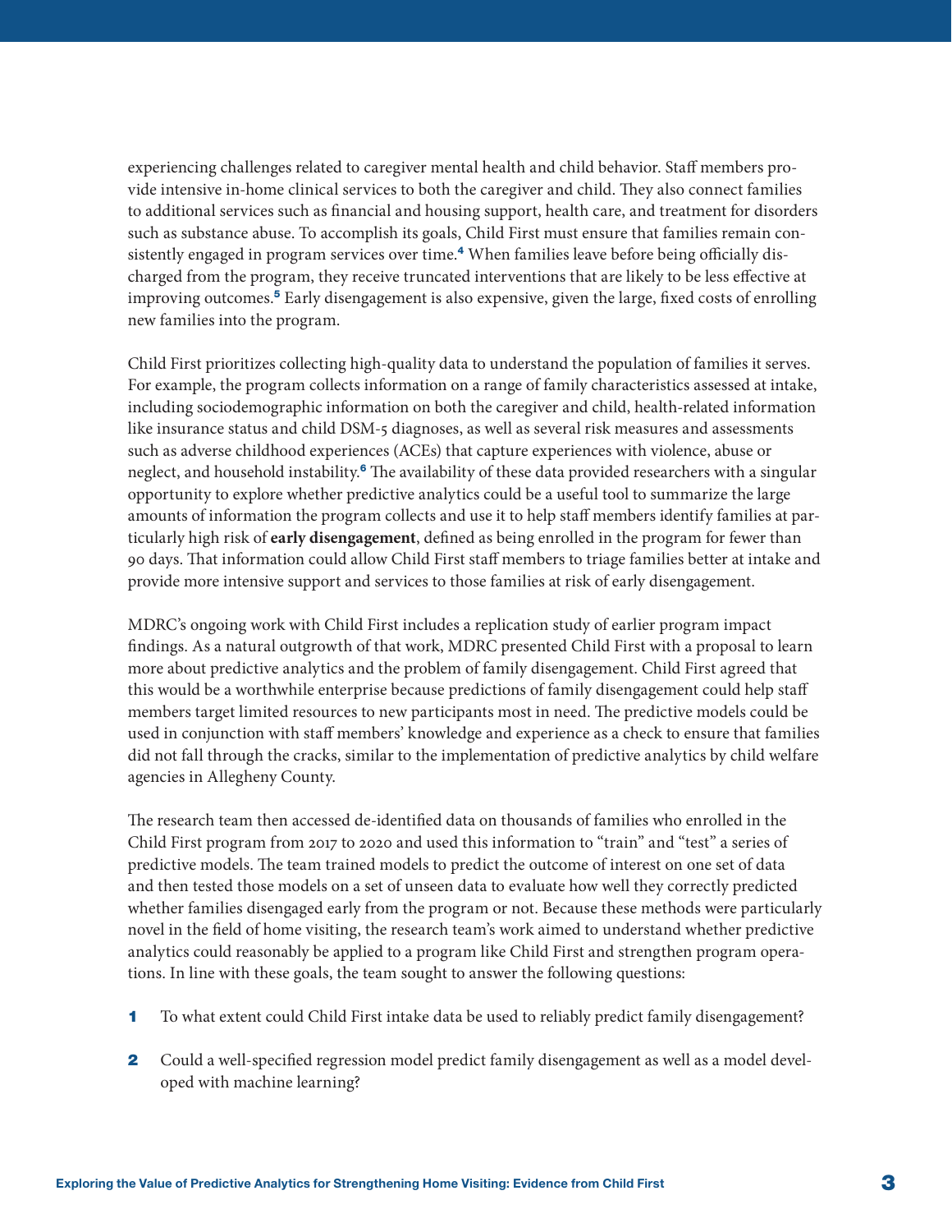experiencing challenges related to caregiver mental health and child behavior. Staff members provide intensive in-home clinical services to both the caregiver and child. They also connect families to additional services such as financial and housing support, health care, and treatment for disorders such as substance abuse. To accomplish its goals, Child First must ensure that families remain consistently engaged in program services over time.[4] When families leave before being officially discharged from the program, they receive truncated interventions that are likely to be less effective at improving outcomes.[5] Early disengagement is also expensive, given the large, fixed costs of enrolling new families into the program.

Child First prioritizes collecting high-quality data to understand the population of families it serves. For example, the program collects information on a range of family characteristics assessed at intake, including sociodemographic information on both the caregiver and child, health-related information like insurance status and child DSM-5 diagnoses, as well as several risk measures and assessments such as adverse childhood experiences (ACEs) that capture experiences with violence, abuse or neglect, and household instability.[6] The availability of these data provided researchers with a singular opportunity to explore whether predictive analytics could be a useful tool to summarize the large amounts of information the program collects and use it to help staff members identify families at particularly high risk of **early disengagement**, defined as being enrolled in the program for fewer than 90 days. That information could allow Child First staff members to triage families better at intake and provide more intensive support and services to those families at risk of early disengagement.

MDRC's ongoing work with Child First includes a replication study of earlier program impact findings. As a natural outgrowth of that work, MDRC presented Child First with a proposal to learn more about predictive analytics and the problem of family disengagement. Child First agreed that this would be a worthwhile enterprise because predictions of family disengagement could help staff members target limited resources to new participants most in need. The predictive models could be used in conjunction with staff members' knowledge and experience as a check to ensure that families did not fall through the cracks, similar to the implementation of predictive analytics by child welfare agencies in Allegheny County.

The research team then accessed de-identified data on thousands of families who enrolled in the Child First program from 2017 to 2020 and used this information to "train" and "test" a series of predictive models. The team trained models to predict the outcome of interest on one set of data and then tested those models on a set of unseen data to evaluate how well they correctly predicted whether families disengaged early from the program or not. Because these methods were particularly novel in the field of home visiting, the research team's work aimed to understand whether predictive analytics could reasonably be applied to a program like Child First and strengthen program operations. In line with these goals, the team sought to answer the following questions:

1. To what extent could Child First intake data be used to reliably predict family disengagement?
2. Could a well-specified regression model predict family disengagement as well as a model developed with machine learning?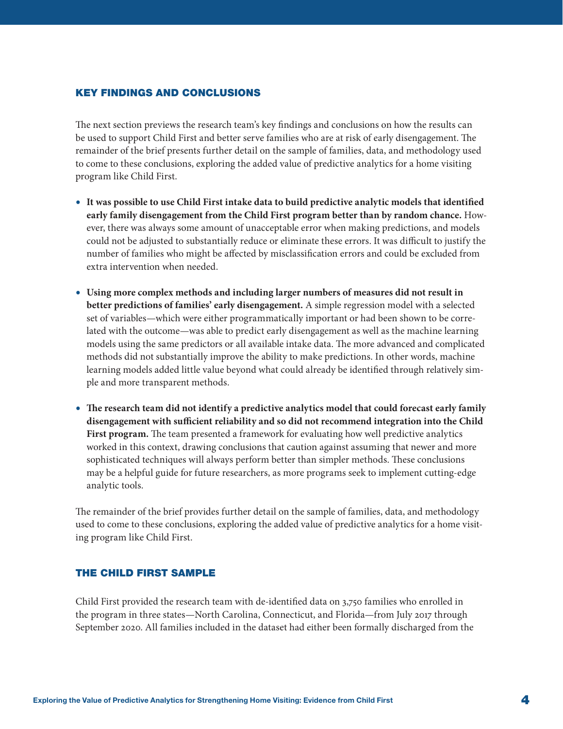## KEY FINDINGS AND CONCLUSIONS

The next section previews the research team's key findings and conclusions on how the results can be used to support Child First and better serve families who are at risk of early disengagement. The remainder of the brief presents further detail on the sample of families, data, and methodology used to come to these conclusions, exploring the added value of predictive analytics for a home visiting program like Child First.

- **It was possible to use Child First intake data to build predictive analytic models that identified early family disengagement from the Child First program better than by random chance.** However, there was always some amount of unacceptable error when making predictions, and models could not be adjusted to substantially reduce or eliminate these errors. It was difficult to justify the number of families who might be affected by misclassification errors and could be excluded from extra intervention when needed.
- **Using more complex methods and including larger numbers of measures did not result in better predictions of families' early disengagement.** A simple regression model with a selected set of variables—which were either programmatically important or had been shown to be correlated with the outcome—was able to predict early disengagement as well as the machine learning models using the same predictors or all available intake data. The more advanced and complicated methods did not substantially improve the ability to make predictions. In other words, machine learning models added little value beyond what could already be identified through relatively simple and more transparent methods.
- **The research team did not identify a predictive analytics model that could forecast early family disengagement with sufficient reliability and so did not recommend integration into the Child First program.** The team presented a framework for evaluating how well predictive analytics worked in this context, drawing conclusions that caution against assuming that newer and more sophisticated techniques will always perform better than simpler methods. These conclusions may be a helpful guide for future researchers, as more programs seek to implement cutting-edge analytic tools.

The remainder of the brief provides further detail on the sample of families, data, and methodology used to come to these conclusions, exploring the added value of predictive analytics for a home visiting program like Child First.

## THE CHILD FIRST SAMPLE

Child First provided the research team with de-identified data on 3,750 families who enrolled in the program in three states—North Carolina, Connecticut, and Florida—from July 2017 through September 2020. All families included in the dataset had either been formally discharged from the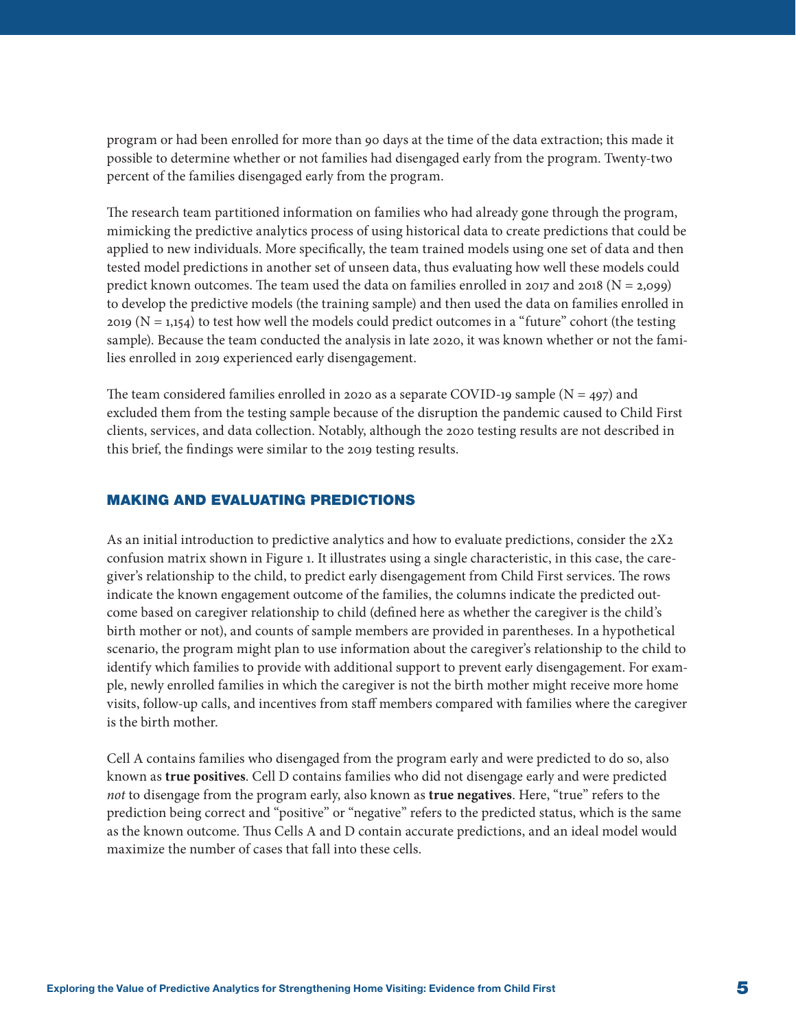program or had been enrolled for more than 90 days at the time of the data extraction; this made it possible to determine whether or not families had disengaged early from the program. Twenty-two percent of the families disengaged early from the program.

The research team partitioned information on families who had already gone through the program, mimicking the predictive analytics process of using historical data to create predictions that could be applied to new individuals. More specifically, the team trained models using one set of data and then tested model predictions in another set of unseen data, thus evaluating how well these models could predict known outcomes. The team used the data on families enrolled in 2017 and 2018 (N = 2,099) to develop the predictive models (the training sample) and then used the data on families enrolled in 2019 (N = 1,154) to test how well the models could predict outcomes in a "future" cohort (the testing sample). Because the team conducted the analysis in late 2020, it was known whether or not the families enrolled in 2019 experienced early disengagement.

The team considered families enrolled in 2020 as a separate COVID-19 sample (N = 497) and excluded them from the testing sample because of the disruption the pandemic caused to Child First clients, services, and data collection. Notably, although the 2020 testing results are not described in this brief, the findings were similar to the 2019 testing results.

## MAKING AND EVALUATING PREDICTIONS

As an initial introduction to predictive analytics and how to evaluate predictions, consider the 2X2 confusion matrix shown in Figure 1. It illustrates using a single characteristic, in this case, the caregiver's relationship to the child, to predict early disengagement from Child First services. The rows indicate the known engagement outcome of the families, the columns indicate the predicted outcome based on caregiver relationship to child (defined here as whether the caregiver is the child's birth mother or not), and counts of sample members are provided in parentheses. In a hypothetical scenario, the program might plan to use information about the caregiver's relationship to the child to identify which families to provide with additional support to prevent early disengagement. For example, newly enrolled families in which the caregiver is not the birth mother might receive more home visits, follow-up calls, and incentives from staff members compared with families where the caregiver is the birth mother.

Cell A contains families who disengaged from the program early and were predicted to do so, also known as **true positives**. Cell D contains families who did not disengage early and were predicted *not* to disengage from the program early, also known as **true negatives**. Here, "true" refers to the prediction being correct and "positive" or "negative" refers to the predicted status, which is the same as the known outcome. Thus Cells A and D contain accurate predictions, and an ideal model would maximize the number of cases that fall into these cells.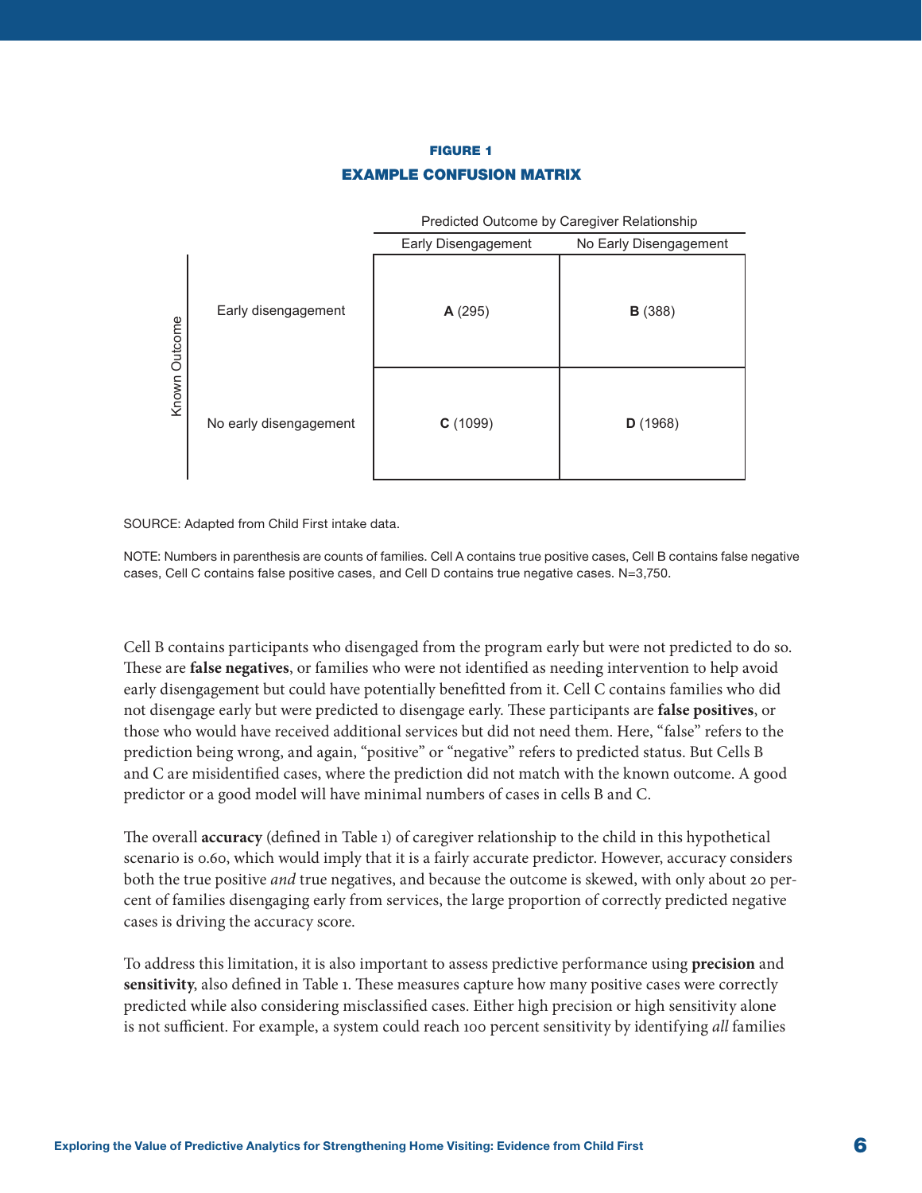**FIGURE 1**

**EXAMPLE CONFUSION MATRIX**

| Known Outcome | Predicted Outcome by Caregiver Relationship: Early Disengagement | Predicted Outcome by Caregiver Relationship: No Early Disengagement |
|---|---|---|
| Early disengagement | **A** (295) | **B** (388) |
| No early disengagement | **C** (1099) | **D** (1968) |

SOURCE: Adapted from Child First intake data.

NOTE: Numbers in parenthesis are counts of families. Cell A contains true positive cases, Cell B contains false negative cases, Cell C contains false positive cases, and Cell D contains true negative cases. N=3,750.

Cell B contains participants who disengaged from the program early but were not predicted to do so. These are **false negatives**, or families who were not identified as needing intervention to help avoid early disengagement but could have potentially benefitted from it. Cell C contains families who did not disengage early but were predicted to disengage early. These participants are **false positives**, or those who would have received additional services but did not need them. Here, "false" refers to the prediction being wrong, and again, "positive" or "negative" refers to predicted status. But Cells B and C are misidentified cases, where the prediction did not match with the known outcome. A good predictor or a good model will have minimal numbers of cases in cells B and C.

The overall **accuracy** (defined in Table 1) of caregiver relationship to the child in this hypothetical scenario is 0.60, which would imply that it is a fairly accurate predictor. However, accuracy considers both the true positive *and* true negatives, and because the outcome is skewed, with only about 20 percent of families disengaging early from services, the large proportion of correctly predicted negative cases is driving the accuracy score.

To address this limitation, it is also important to assess predictive performance using **precision** and **sensitivity**, also defined in Table 1. These measures capture how many positive cases were correctly predicted while also considering misclassified cases. Either high precision or high sensitivity alone is not sufficient. For example, a system could reach 100 percent sensitivity by identifying *all* families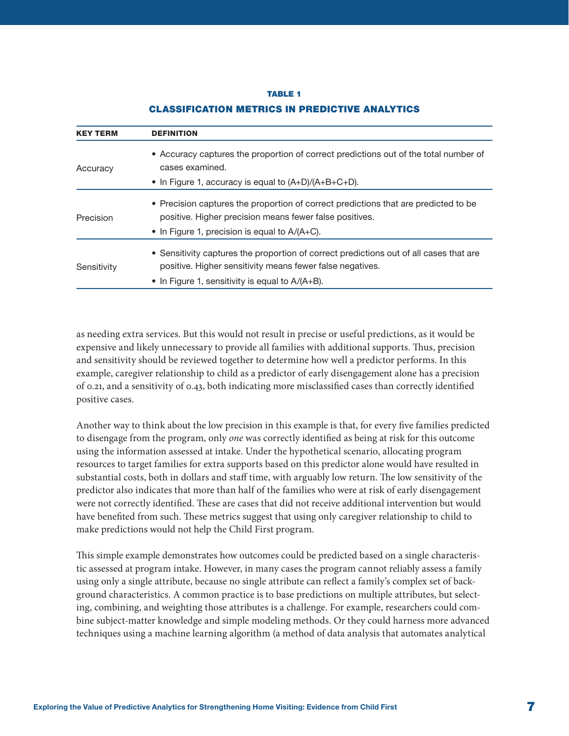**TABLE 1**

**CLASSIFICATION METRICS IN PREDICTIVE ANALYTICS**

| KEY TERM | DEFINITION |
|---|---|
| Accuracy | • Accuracy captures the proportion of correct predictions out of the total number of cases examined.<br>• In Figure 1, accuracy is equal to (A+D)/(A+B+C+D). |
| Precision | • Precision captures the proportion of correct predictions that are predicted to be positive. Higher precision means fewer false positives.<br>• In Figure 1, precision is equal to A/(A+C). |
| Sensitivity | • Sensitivity captures the proportion of correct predictions out of all cases that are positive. Higher sensitivity means fewer false negatives.<br>• In Figure 1, sensitivity is equal to A/(A+B). |

as needing extra services. But this would not result in precise or useful predictions, as it would be expensive and likely unnecessary to provide all families with additional supports. Thus, precision and sensitivity should be reviewed together to determine how well a predictor performs. In this example, caregiver relationship to child as a predictor of early disengagement alone has a precision of 0.21, and a sensitivity of 0.43, both indicating more misclassified cases than correctly identified positive cases.

Another way to think about the low precision in this example is that, for every five families predicted to disengage from the program, only *one* was correctly identified as being at risk for this outcome using the information assessed at intake. Under the hypothetical scenario, allocating program resources to target families for extra supports based on this predictor alone would have resulted in substantial costs, both in dollars and staff time, with arguably low return. The low sensitivity of the predictor also indicates that more than half of the families who were at risk of early disengagement were not correctly identified. These are cases that did not receive additional intervention but would have benefited from such. These metrics suggest that using only caregiver relationship to child to make predictions would not help the Child First program.

This simple example demonstrates how outcomes could be predicted based on a single characteristic assessed at program intake. However, in many cases the program cannot reliably assess a family using only a single attribute, because no single attribute can reflect a family's complex set of background characteristics. A common practice is to base predictions on multiple attributes, but selecting, combining, and weighting those attributes is a challenge. For example, researchers could combine subject-matter knowledge and simple modeling methods. Or they could harness more advanced techniques using a machine learning algorithm (a method of data analysis that automates analytical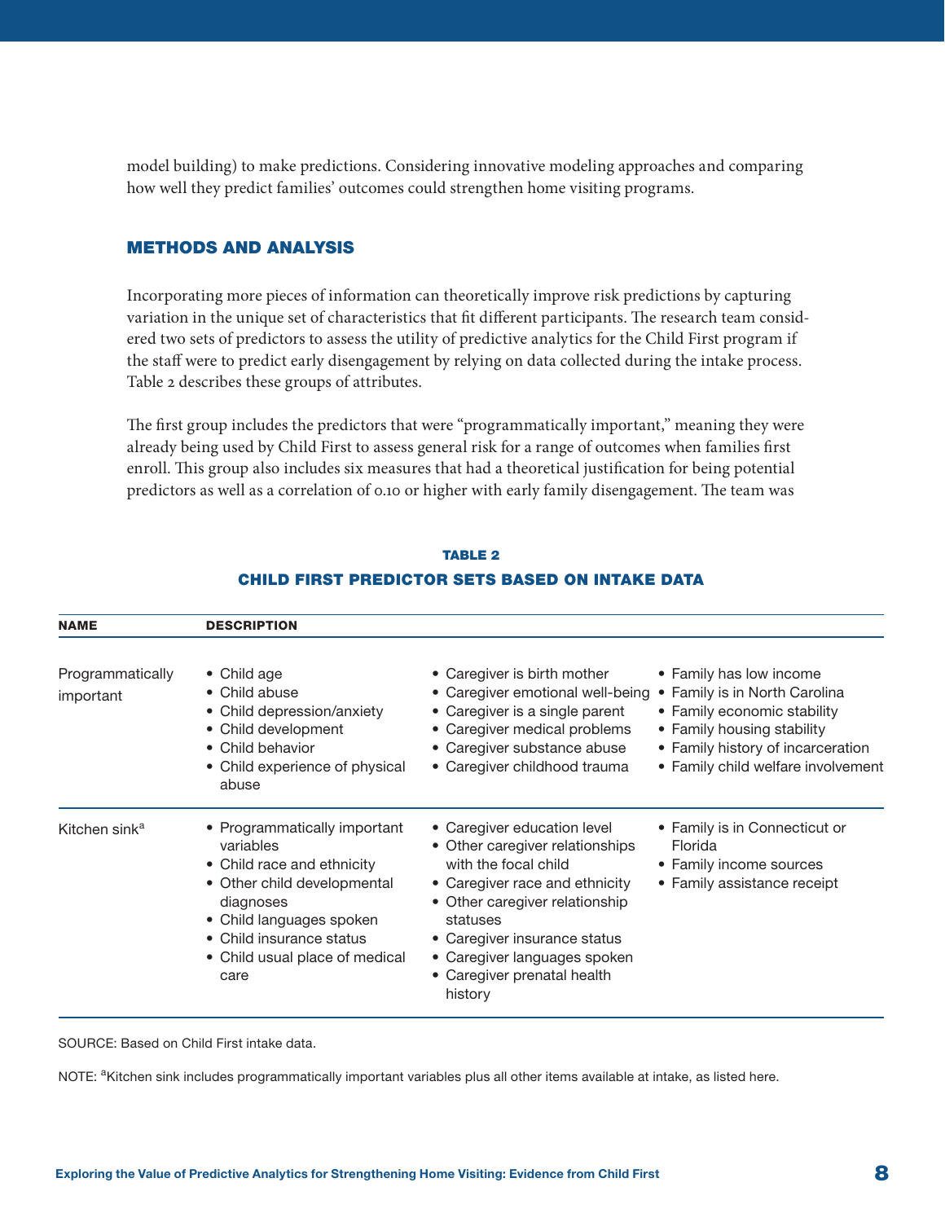model building) to make predictions. Considering innovative modeling approaches and comparing how well they predict families' outcomes could strengthen home visiting programs.

## METHODS AND ANALYSIS

Incorporating more pieces of information can theoretically improve risk predictions by capturing variation in the unique set of characteristics that fit different participants. The research team considered two sets of predictors to assess the utility of predictive analytics for the Child First program if the staff were to predict early disengagement by relying on data collected during the intake process. Table 2 describes these groups of attributes.

The first group includes the predictors that were "programmatically important," meaning they were already being used by Child First to assess general risk for a range of outcomes when families first enroll. This group also includes six measures that had a theoretical justification for being potential predictors as well as a correlation of 0.10 or higher with early family disengagement. The team was

**TABLE 2**

**CHILD FIRST PREDICTOR SETS BASED ON INTAKE DATA**

| NAME | DESCRIPTION | | |
|---|---|---|---|
| Programmatically important | • Child age<br>• Child abuse<br>• Child depression/anxiety<br>• Child development<br>• Child behavior<br>• Child experience of physical abuse | • Caregiver is birth mother<br>• Caregiver emotional well-being<br>• Caregiver is a single parent<br>• Caregiver medical problems<br>• Caregiver substance abuse<br>• Caregiver childhood trauma | • Family has low income<br>• Family is in North Carolina<br>• Family economic stability<br>• Family housing stability<br>• Family history of incarceration<br>• Family child welfare involvement |
| Kitchen sink[a] | • Programmatically important variables<br>• Child race and ethnicity<br>• Other child developmental diagnoses<br>• Child languages spoken<br>• Child insurance status<br>• Child usual place of medical care | • Caregiver education level<br>• Other caregiver relationships with the focal child<br>• Caregiver race and ethnicity<br>• Other caregiver relationship statuses<br>• Caregiver insurance status<br>• Caregiver languages spoken<br>• Caregiver prenatal health history | • Family is in Connecticut or Florida<br>• Family income sources<br>• Family assistance receipt |

SOURCE: Based on Child First intake data.

NOTE: [a]Kitchen sink includes programmatically important variables plus all other items available at intake, as listed here.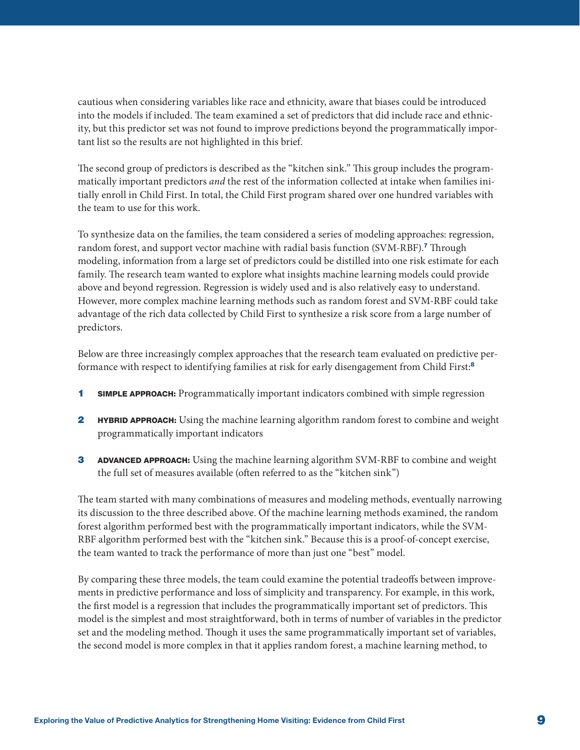cautious when considering variables like race and ethnicity, aware that biases could be introduced into the models if included. The team examined a set of predictors that did include race and ethnicity, but this predictor set was not found to improve predictions beyond the programmatically important list so the results are not highlighted in this brief.

The second group of predictors is described as the "kitchen sink." This group includes the programmatically important predictors *and* the rest of the information collected at intake when families initially enroll in Child First. In total, the Child First program shared over one hundred variables with the team to use for this work.

To synthesize data on the families, the team considered a series of modeling approaches: regression, random forest, and support vector machine with radial basis function (SVM-RBF).[7] Through modeling, information from a large set of predictors could be distilled into one risk estimate for each family. The research team wanted to explore what insights machine learning models could provide above and beyond regression. Regression is widely used and is also relatively easy to understand. However, more complex machine learning methods such as random forest and SVM-RBF could take advantage of the rich data collected by Child First to synthesize a risk score from a large number of predictors.

Below are three increasingly complex approaches that the research team evaluated on predictive performance with respect to identifying families at risk for early disengagement from Child First:[8]

1. **SIMPLE APPROACH:** Programmatically important indicators combined with simple regression
2. **HYBRID APPROACH:** Using the machine learning algorithm random forest to combine and weight programmatically important indicators
3. **ADVANCED APPROACH:** Using the machine learning algorithm SVM-RBF to combine and weight the full set of measures available (often referred to as the "kitchen sink")

The team started with many combinations of measures and modeling methods, eventually narrowing its discussion to the three described above. Of the machine learning methods examined, the random forest algorithm performed best with the programmatically important indicators, while the SVM-RBF algorithm performed best with the "kitchen sink." Because this is a proof-of-concept exercise, the team wanted to track the performance of more than just one "best" model.

By comparing these three models, the team could examine the potential tradeoffs between improvements in predictive performance and loss of simplicity and transparency. For example, in this work, the first model is a regression that includes the programmatically important set of predictors. This model is the simplest and most straightforward, both in terms of number of variables in the predictor set and the modeling method. Though it uses the same programmatically important set of variables, the second model is more complex in that it applies random forest, a machine learning method, to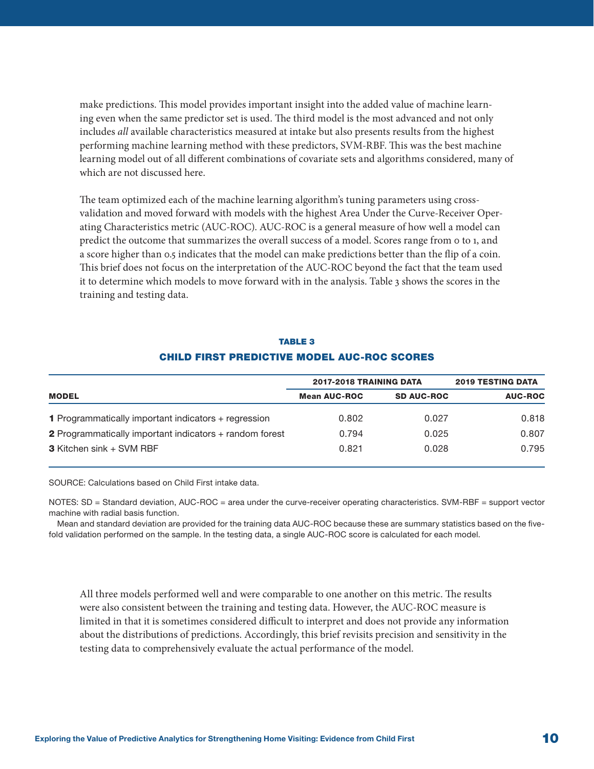make predictions. This model provides important insight into the added value of machine learning even when the same predictor set is used. The third model is the most advanced and not only includes *all* available characteristics measured at intake but also presents results from the highest performing machine learning method with these predictors, SVM-RBF. This was the best machine learning model out of all different combinations of covariate sets and algorithms considered, many of which are not discussed here.

The team optimized each of the machine learning algorithm's tuning parameters using cross-validation and moved forward with models with the highest Area Under the Curve-Receiver Operating Characteristics metric (AUC-ROC). AUC-ROC is a general measure of how well a model can predict the outcome that summarizes the overall success of a model. Scores range from 0 to 1, and a score higher than 0.5 indicates that the model can make predictions better than the flip of a coin. This brief does not focus on the interpretation of the AUC-ROC beyond the fact that the team used it to determine which models to move forward with in the analysis. Table 3 shows the scores in the training and testing data.

**TABLE 3**

**CHILD FIRST PREDICTIVE MODEL AUC-ROC SCORES**

| | 2017-2018 TRAINING DATA | | 2019 TESTING DATA |
|---|---|---|---|
| **MODEL** | **Mean AUC-ROC** | **SD AUC-ROC** | **AUC-ROC** |
| **1** Programmatically important indicators + regression | 0.802 | 0.027 | 0.818 |
| **2** Programmatically important indicators + random forest | 0.794 | 0.025 | 0.807 |
| **3** Kitchen sink + SVM RBF | 0.821 | 0.028 | 0.795 |

SOURCE: Calculations based on Child First intake data.

NOTES: SD = Standard deviation, AUC-ROC = area under the curve-receiver operating characteristics. SVM-RBF = support vector machine with radial basis function.

Mean and standard deviation are provided for the training data AUC-ROC because these are summary statistics based on the five-fold validation performed on the sample. In the testing data, a single AUC-ROC score is calculated for each model.

All three models performed well and were comparable to one another on this metric. The results were also consistent between the training and testing data. However, the AUC-ROC measure is limited in that it is sometimes considered difficult to interpret and does not provide any information about the distributions of predictions. Accordingly, this brief revisits precision and sensitivity in the testing data to comprehensively evaluate the actual performance of the model.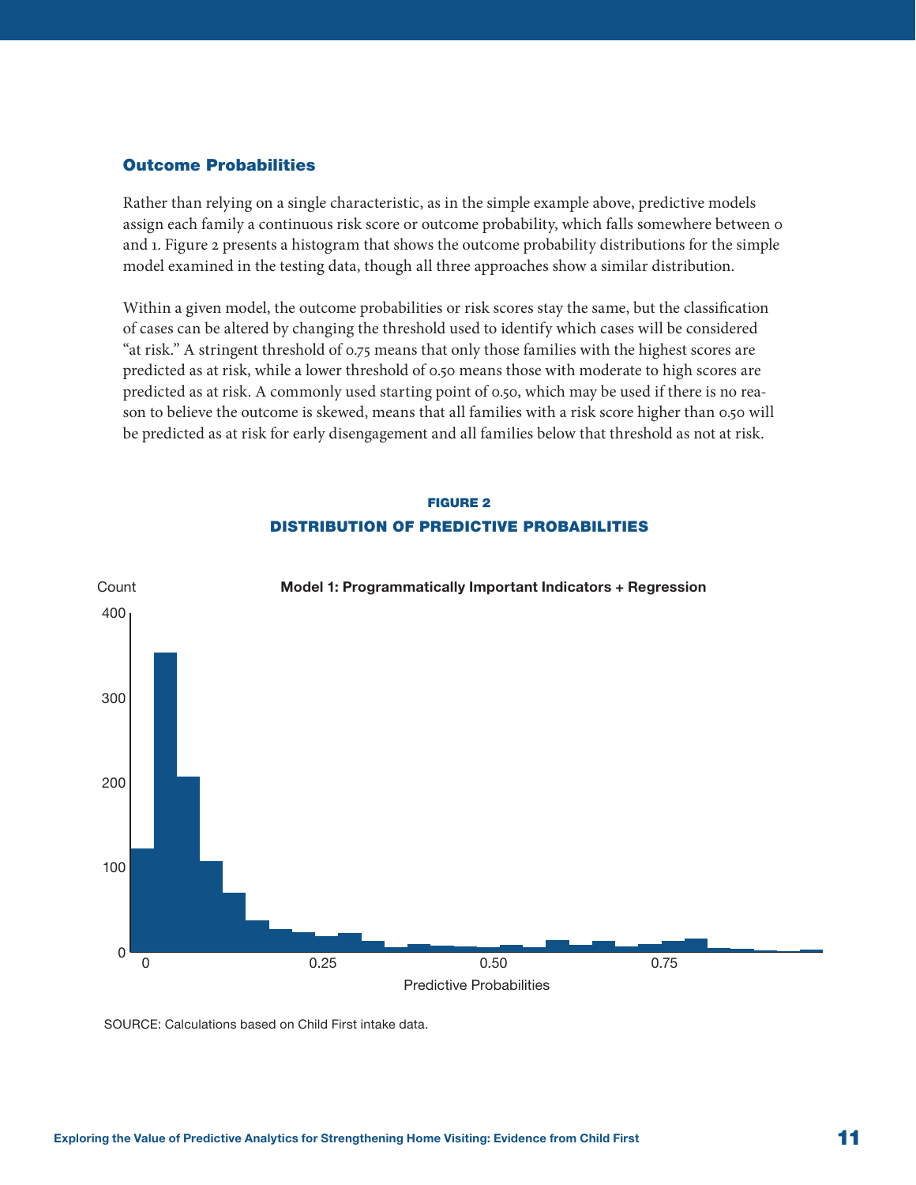### Outcome Probabilities

Rather than relying on a single characteristic, as in the simple example above, predictive models assign each family a continuous risk score or outcome probability, which falls somewhere between 0 and 1. Figure 2 presents a histogram that shows the outcome probability distributions for the simple model examined in the testing data, though all three approaches show a similar distribution.

Within a given model, the outcome probabilities or risk scores stay the same, but the classification of cases can be altered by changing the threshold used to identify which cases will be considered "at risk." A stringent threshold of 0.75 means that only those families with the highest scores are predicted as at risk, while a lower threshold of 0.50 means those with moderate to high scores are predicted as at risk. A commonly used starting point of 0.50, which may be used if there is no reason to believe the outcome is skewed, means that all families with a risk score higher than 0.50 will be predicted as at risk for early disengagement and all families below that threshold as not at risk.

**FIGURE 2**

**DISTRIBUTION OF PREDICTIVE PROBABILITIES**

**Model 1: Programmatically Important Indicators + Regression**

Count

Predictive Probabilities

SOURCE: Calculations based on Child First intake data.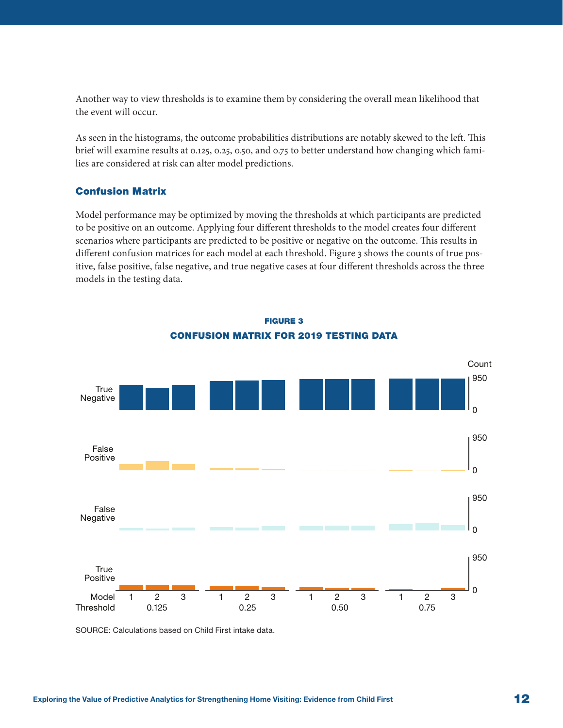Another way to view thresholds is to examine them by considering the overall mean likelihood that the event will occur.

As seen in the histograms, the outcome probabilities distributions are notably skewed to the left. This brief will examine results at 0.125, 0.25, 0.50, and 0.75 to better understand how changing which families are considered at risk can alter model predictions.

### Confusion Matrix

Model performance may be optimized by moving the thresholds at which participants are predicted to be positive on an outcome. Applying four different thresholds to the model creates four different scenarios where participants are predicted to be positive or negative on the outcome. This results in different confusion matrices for each model at each threshold. Figure 3 shows the counts of true positive, false positive, false negative, and true negative cases at four different thresholds across the three models in the testing data.

**FIGURE 3**

**CONFUSION MATRIX FOR 2019 TESTING DATA**

Count

950

True Negative

0

950

False Positive

0

950

False Negative

0

950

True Positive

0

Model 1 2 3 1 2 3 1 2 3 1 2 3

Threshold 0.125 0.25 0.50 0.75

SOURCE: Calculations based on Child First intake data.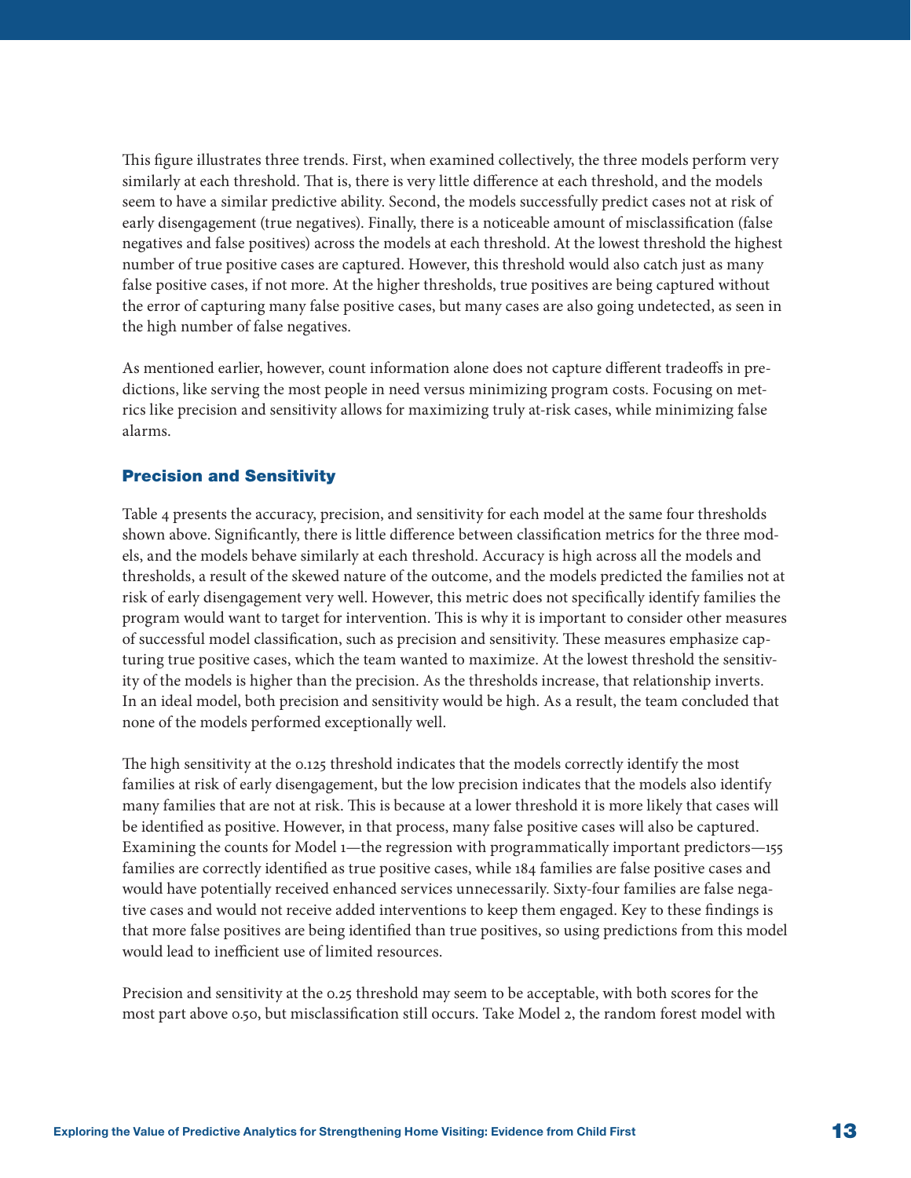This figure illustrates three trends. First, when examined collectively, the three models perform very similarly at each threshold. That is, there is very little difference at each threshold, and the models seem to have a similar predictive ability. Second, the models successfully predict cases not at risk of early disengagement (true negatives). Finally, there is a noticeable amount of misclassification (false negatives and false positives) across the models at each threshold. At the lowest threshold the highest number of true positive cases are captured. However, this threshold would also catch just as many false positive cases, if not more. At the higher thresholds, true positives are being captured without the error of capturing many false positive cases, but many cases are also going undetected, as seen in the high number of false negatives.

As mentioned earlier, however, count information alone does not capture different tradeoffs in predictions, like serving the most people in need versus minimizing program costs. Focusing on metrics like precision and sensitivity allows for maximizing truly at-risk cases, while minimizing false alarms.

### Precision and Sensitivity

Table 4 presents the accuracy, precision, and sensitivity for each model at the same four thresholds shown above. Significantly, there is little difference between classification metrics for the three models, and the models behave similarly at each threshold. Accuracy is high across all the models and thresholds, a result of the skewed nature of the outcome, and the models predicted the families not at risk of early disengagement very well. However, this metric does not specifically identify families the program would want to target for intervention. This is why it is important to consider other measures of successful model classification, such as precision and sensitivity. These measures emphasize capturing true positive cases, which the team wanted to maximize. At the lowest threshold the sensitivity of the models is higher than the precision. As the thresholds increase, that relationship inverts. In an ideal model, both precision and sensitivity would be high. As a result, the team concluded that none of the models performed exceptionally well.

The high sensitivity at the 0.125 threshold indicates that the models correctly identify the most families at risk of early disengagement, but the low precision indicates that the models also identify many families that are not at risk. This is because at a lower threshold it is more likely that cases will be identified as positive. However, in that process, many false positive cases will also be captured. Examining the counts for Model 1—the regression with programmatically important predictors—155 families are correctly identified as true positive cases, while 184 families are false positive cases and would have potentially received enhanced services unnecessarily. Sixty-four families are false negative cases and would not receive added interventions to keep them engaged. Key to these findings is that more false positives are being identified than true positives, so using predictions from this model would lead to inefficient use of limited resources.

Precision and sensitivity at the 0.25 threshold may seem to be acceptable, with both scores for the most part above 0.50, but misclassification still occurs. Take Model 2, the random forest model with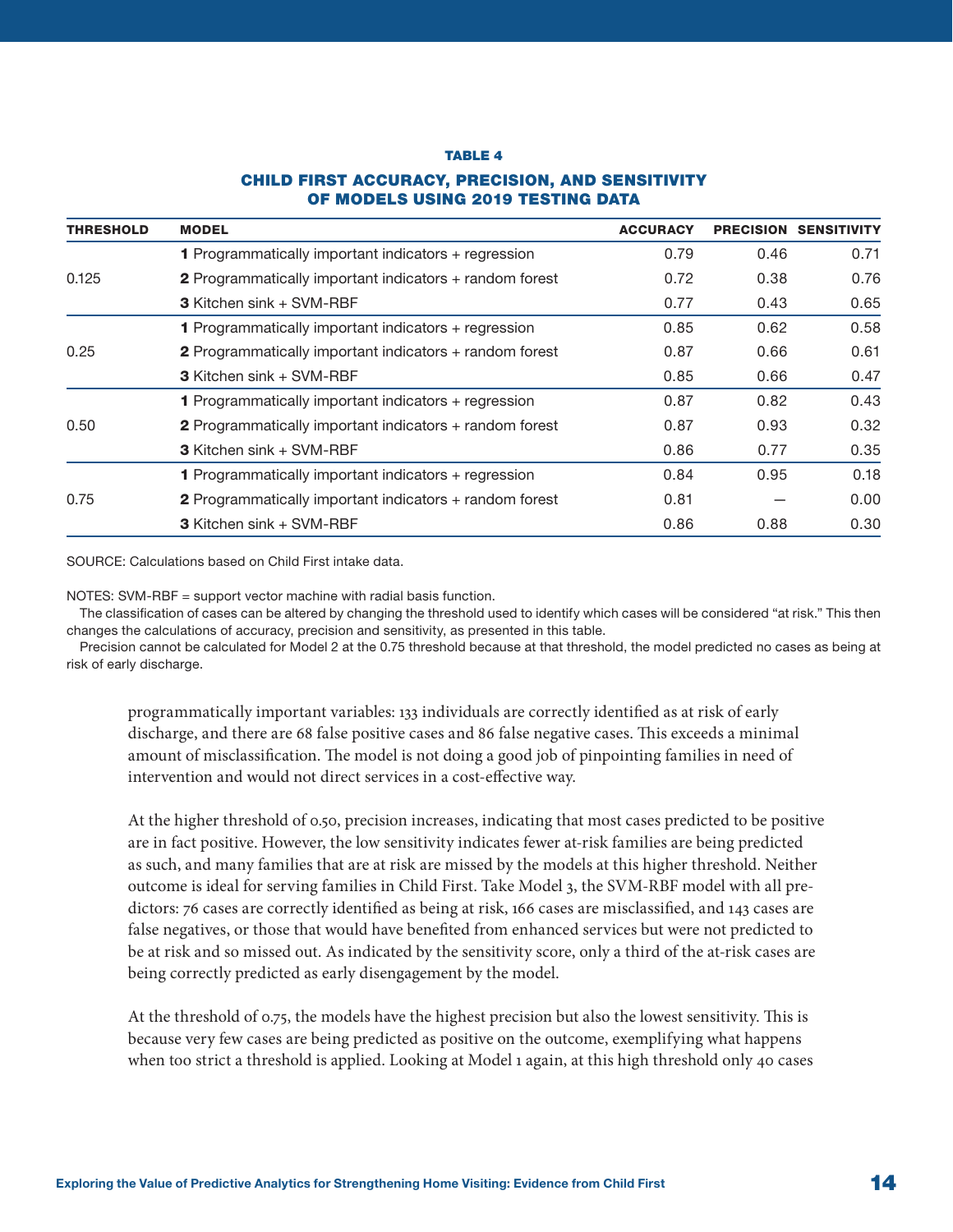**TABLE 4**

**CHILD FIRST ACCURACY, PRECISION, AND SENSITIVITY OF MODELS USING 2019 TESTING DATA**

| THRESHOLD | MODEL | ACCURACY | PRECISION | SENSITIVITY |
|---|---|---|---|---|
| 0.125 | **1** Programmatically important indicators + regression | 0.79 | 0.46 | 0.71 |
| | **2** Programmatically important indicators + random forest | 0.72 | 0.38 | 0.76 |
| | **3** Kitchen sink + SVM-RBF | 0.77 | 0.43 | 0.65 |
| 0.25 | **1** Programmatically important indicators + regression | 0.85 | 0.62 | 0.58 |
| | **2** Programmatically important indicators + random forest | 0.87 | 0.66 | 0.61 |
| | **3** Kitchen sink + SVM-RBF | 0.85 | 0.66 | 0.47 |
| 0.50 | **1** Programmatically important indicators + regression | 0.87 | 0.82 | 0.43 |
| | **2** Programmatically important indicators + random forest | 0.87 | 0.93 | 0.32 |
| | **3** Kitchen sink + SVM-RBF | 0.86 | 0.77 | 0.35 |
| 0.75 | **1** Programmatically important indicators + regression | 0.84 | 0.95 | 0.18 |
| | **2** Programmatically important indicators + random forest | 0.81 | — | 0.00 |
| | **3** Kitchen sink + SVM-RBF | 0.86 | 0.88 | 0.30 |

SOURCE: Calculations based on Child First intake data.

NOTES: SVM-RBF = support vector machine with radial basis function.
The classification of cases can be altered by changing the threshold used to identify which cases will be considered "at risk." This then changes the calculations of accuracy, precision and sensitivity, as presented in this table.
Precision cannot be calculated for Model 2 at the 0.75 threshold because at that threshold, the model predicted no cases as being at risk of early discharge.

programmatically important variables: 133 individuals are correctly identified as at risk of early discharge, and there are 68 false positive cases and 86 false negative cases. This exceeds a minimal amount of misclassification. The model is not doing a good job of pinpointing families in need of intervention and would not direct services in a cost-effective way.

At the higher threshold of 0.50, precision increases, indicating that most cases predicted to be positive are in fact positive. However, the low sensitivity indicates fewer at-risk families are being predicted as such, and many families that are at risk are missed by the models at this higher threshold. Neither outcome is ideal for serving families in Child First. Take Model 3, the SVM-RBF model with all predictors: 76 cases are correctly identified as being at risk, 166 cases are misclassified, and 143 cases are false negatives, or those that would have benefited from enhanced services but were not predicted to be at risk and so missed out. As indicated by the sensitivity score, only a third of the at-risk cases are being correctly predicted as early disengagement by the model.

At the threshold of 0.75, the models have the highest precision but also the lowest sensitivity. This is because very few cases are being predicted as positive on the outcome, exemplifying what happens when too strict a threshold is applied. Looking at Model 1 again, at this high threshold only 40 cases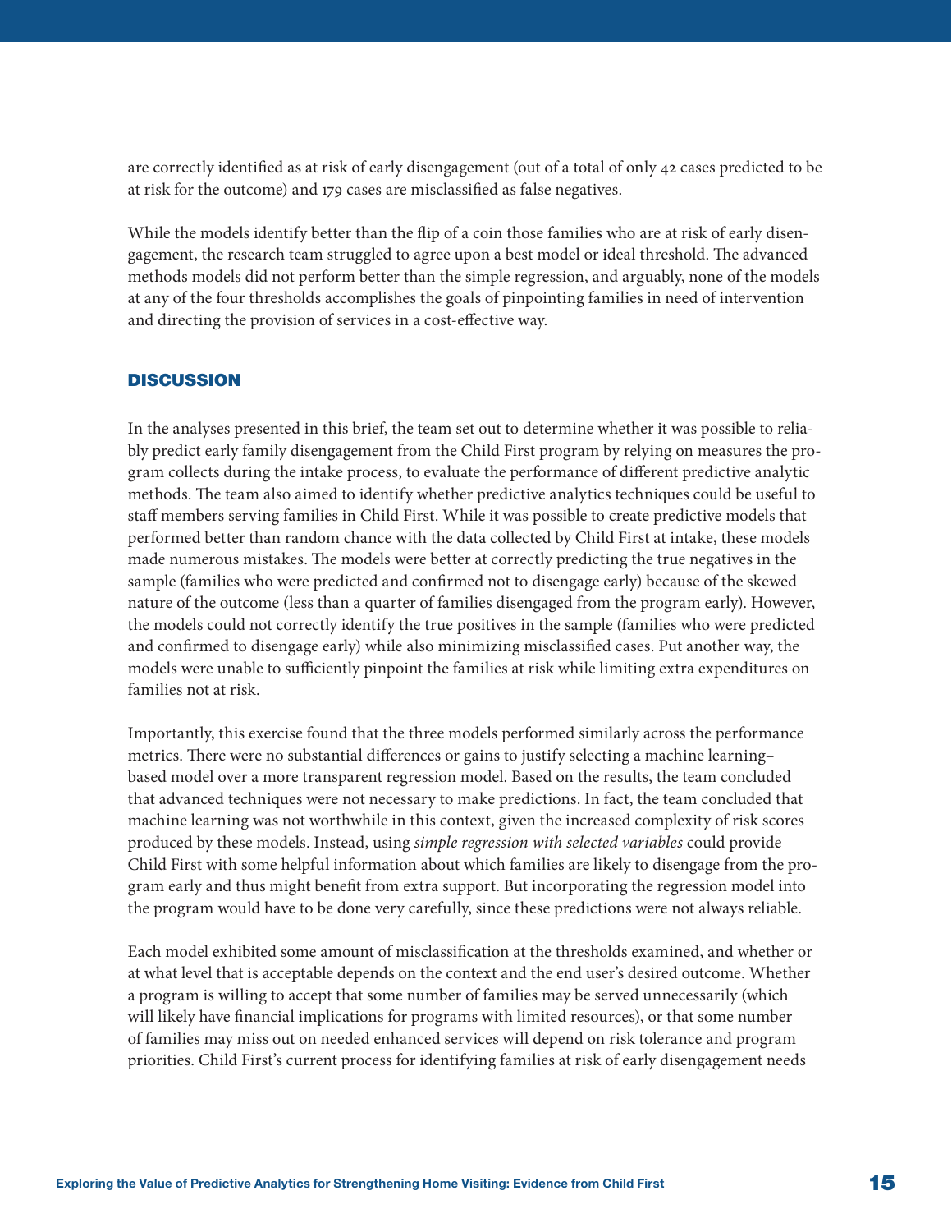are correctly identified as at risk of early disengagement (out of a total of only 42 cases predicted to be at risk for the outcome) and 179 cases are misclassified as false negatives.

While the models identify better than the flip of a coin those families who are at risk of early disengagement, the research team struggled to agree upon a best model or ideal threshold. The advanced methods models did not perform better than the simple regression, and arguably, none of the models at any of the four thresholds accomplishes the goals of pinpointing families in need of intervention and directing the provision of services in a cost-effective way.

## DISCUSSION

In the analyses presented in this brief, the team set out to determine whether it was possible to reliably predict early family disengagement from the Child First program by relying on measures the program collects during the intake process, to evaluate the performance of different predictive analytic methods. The team also aimed to identify whether predictive analytics techniques could be useful to staff members serving families in Child First. While it was possible to create predictive models that performed better than random chance with the data collected by Child First at intake, these models made numerous mistakes. The models were better at correctly predicting the true negatives in the sample (families who were predicted and confirmed not to disengage early) because of the skewed nature of the outcome (less than a quarter of families disengaged from the program early). However, the models could not correctly identify the true positives in the sample (families who were predicted and confirmed to disengage early) while also minimizing misclassified cases. Put another way, the models were unable to sufficiently pinpoint the families at risk while limiting extra expenditures on families not at risk.

Importantly, this exercise found that the three models performed similarly across the performance metrics. There were no substantial differences or gains to justify selecting a machine learning–based model over a more transparent regression model. Based on the results, the team concluded that advanced techniques were not necessary to make predictions. In fact, the team concluded that machine learning was not worthwhile in this context, given the increased complexity of risk scores produced by these models. Instead, using *simple regression with selected variables* could provide Child First with some helpful information about which families are likely to disengage from the program early and thus might benefit from extra support. But incorporating the regression model into the program would have to be done very carefully, since these predictions were not always reliable.

Each model exhibited some amount of misclassification at the thresholds examined, and whether or at what level that is acceptable depends on the context and the end user's desired outcome. Whether a program is willing to accept that some number of families may be served unnecessarily (which will likely have financial implications for programs with limited resources), or that some number of families may miss out on needed enhanced services will depend on risk tolerance and program priorities. Child First's current process for identifying families at risk of early disengagement needs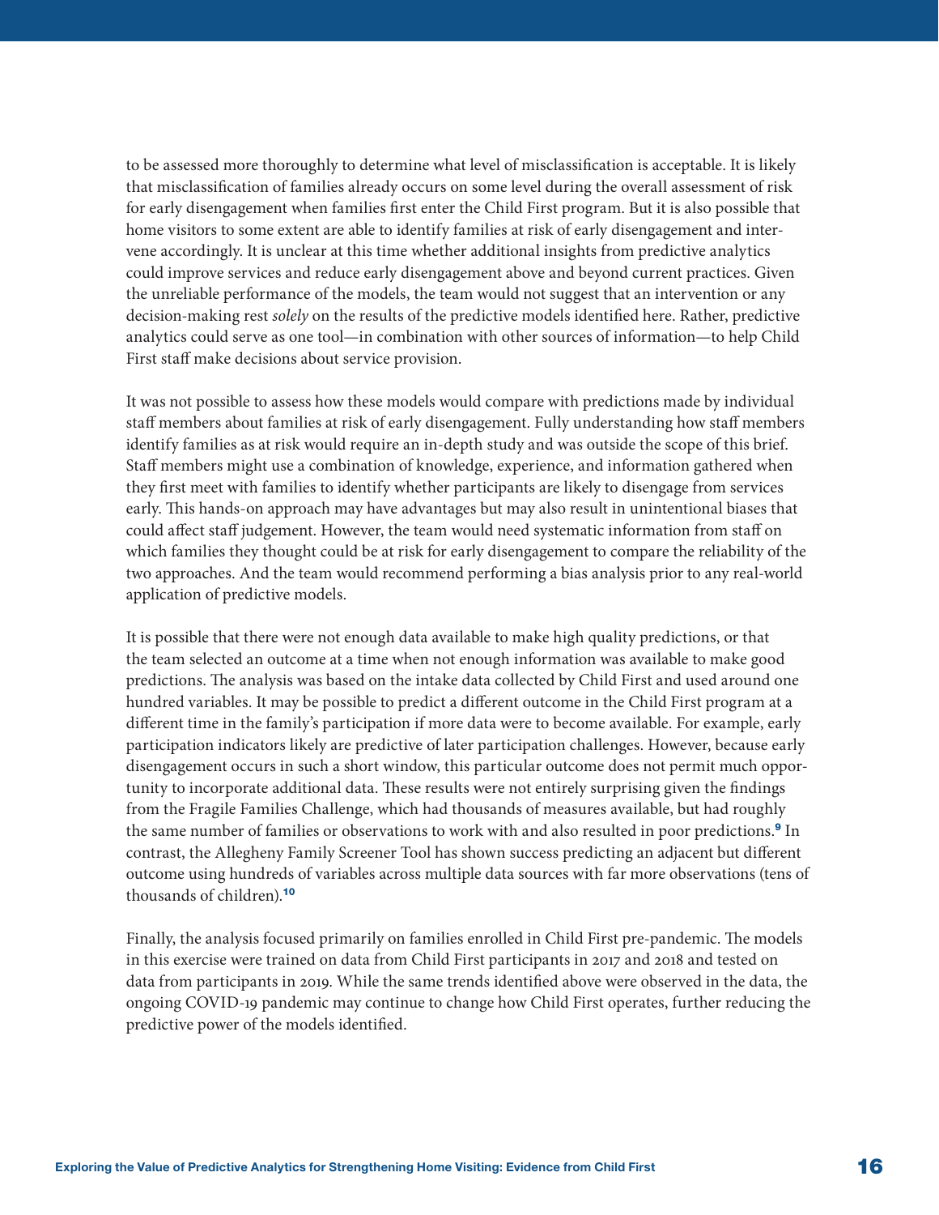to be assessed more thoroughly to determine what level of misclassification is acceptable. It is likely that misclassification of families already occurs on some level during the overall assessment of risk for early disengagement when families first enter the Child First program. But it is also possible that home visitors to some extent are able to identify families at risk of early disengagement and intervene accordingly. It is unclear at this time whether additional insights from predictive analytics could improve services and reduce early disengagement above and beyond current practices. Given the unreliable performance of the models, the team would not suggest that an intervention or any decision-making rest *solely* on the results of the predictive models identified here. Rather, predictive analytics could serve as one tool—in combination with other sources of information—to help Child First staff make decisions about service provision.

It was not possible to assess how these models would compare with predictions made by individual staff members about families at risk of early disengagement. Fully understanding how staff members identify families as at risk would require an in-depth study and was outside the scope of this brief. Staff members might use a combination of knowledge, experience, and information gathered when they first meet with families to identify whether participants are likely to disengage from services early. This hands-on approach may have advantages but may also result in unintentional biases that could affect staff judgement. However, the team would need systematic information from staff on which families they thought could be at risk for early disengagement to compare the reliability of the two approaches. And the team would recommend performing a bias analysis prior to any real-world application of predictive models.

It is possible that there were not enough data available to make high quality predictions, or that the team selected an outcome at a time when not enough information was available to make good predictions. The analysis was based on the intake data collected by Child First and used around one hundred variables. It may be possible to predict a different outcome in the Child First program at a different time in the family's participation if more data were to become available. For example, early participation indicators likely are predictive of later participation challenges. However, because early disengagement occurs in such a short window, this particular outcome does not permit much opportunity to incorporate additional data. These results were not entirely surprising given the findings from the Fragile Families Challenge, which had thousands of measures available, but had roughly the same number of families or observations to work with and also resulted in poor predictions.[9] In contrast, the Allegheny Family Screener Tool has shown success predicting an adjacent but different outcome using hundreds of variables across multiple data sources with far more observations (tens of thousands of children).[10]

Finally, the analysis focused primarily on families enrolled in Child First pre-pandemic. The models in this exercise were trained on data from Child First participants in 2017 and 2018 and tested on data from participants in 2019. While the same trends identified above were observed in the data, the ongoing COVID-19 pandemic may continue to change how Child First operates, further reducing the predictive power of the models identified.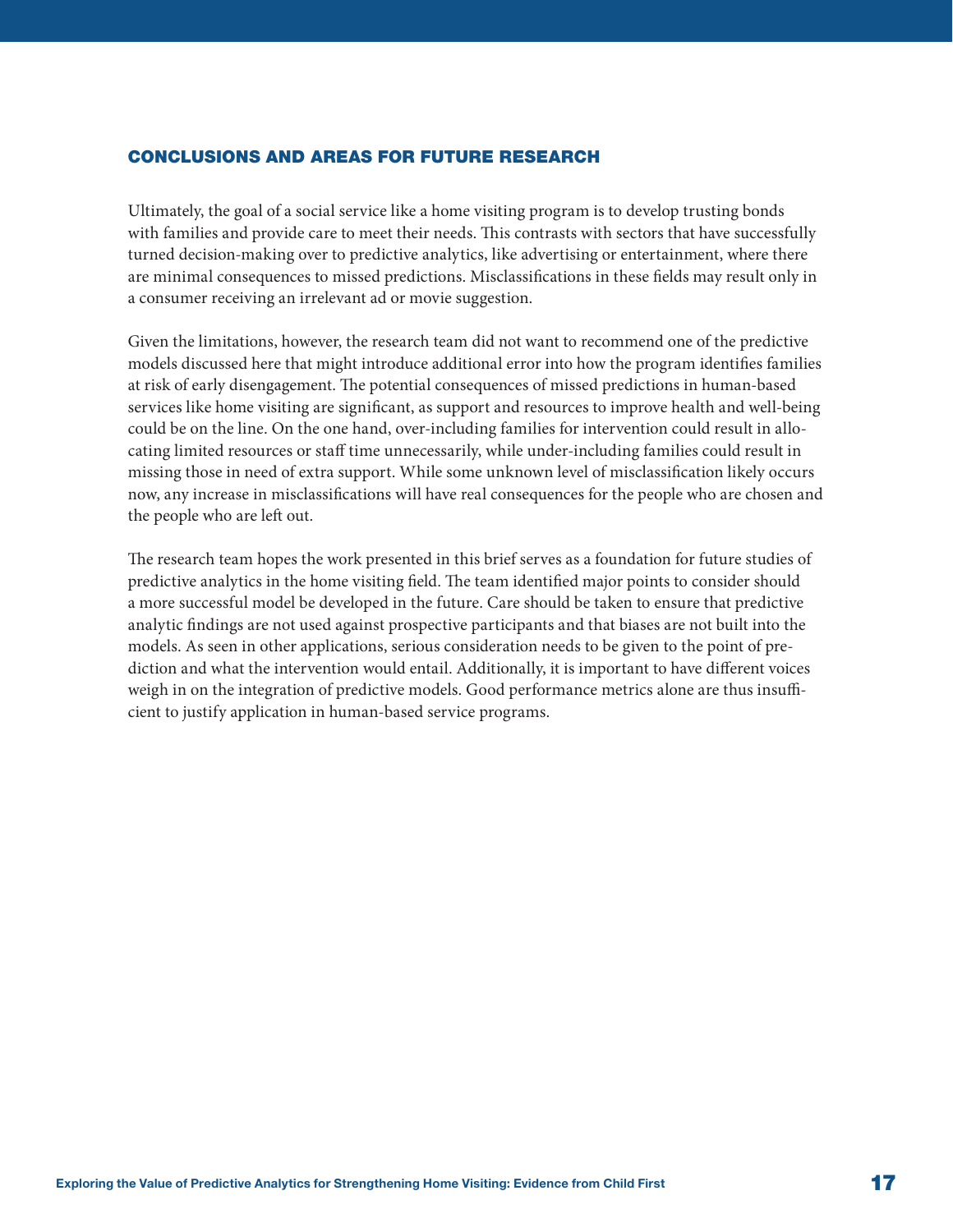## CONCLUSIONS AND AREAS FOR FUTURE RESEARCH

Ultimately, the goal of a social service like a home visiting program is to develop trusting bonds with families and provide care to meet their needs. This contrasts with sectors that have successfully turned decision-making over to predictive analytics, like advertising or entertainment, where there are minimal consequences to missed predictions. Misclassifications in these fields may result only in a consumer receiving an irrelevant ad or movie suggestion.

Given the limitations, however, the research team did not want to recommend one of the predictive models discussed here that might introduce additional error into how the program identifies families at risk of early disengagement. The potential consequences of missed predictions in human-based services like home visiting are significant, as support and resources to improve health and well-being could be on the line. On the one hand, over-including families for intervention could result in allocating limited resources or staff time unnecessarily, while under-including families could result in missing those in need of extra support. While some unknown level of misclassification likely occurs now, any increase in misclassifications will have real consequences for the people who are chosen and the people who are left out.

The research team hopes the work presented in this brief serves as a foundation for future studies of predictive analytics in the home visiting field. The team identified major points to consider should a more successful model be developed in the future. Care should be taken to ensure that predictive analytic findings are not used against prospective participants and that biases are not built into the models. As seen in other applications, serious consideration needs to be given to the point of prediction and what the intervention would entail. Additionally, it is important to have different voices weigh in on the integration of predictive models. Good performance metrics alone are thus insufficient to justify application in human-based service programs.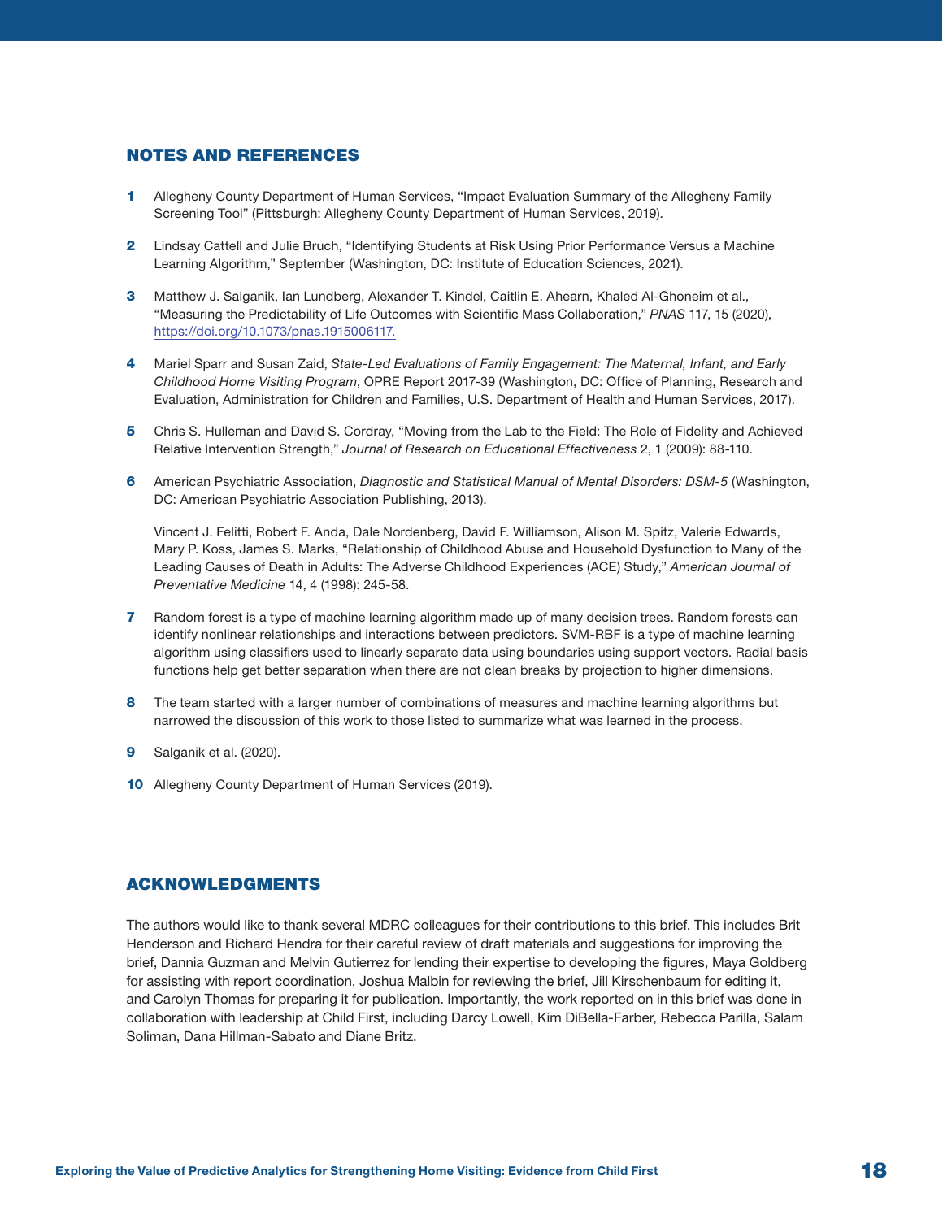## NOTES AND REFERENCES

**1** Allegheny County Department of Human Services, “Impact Evaluation Summary of the Allegheny Family Screening Tool” (Pittsburgh: Allegheny County Department of Human Services, 2019).

**2** Lindsay Cattell and Julie Bruch, “Identifying Students at Risk Using Prior Performance Versus a Machine Learning Algorithm,” September (Washington, DC: Institute of Education Sciences, 2021).

**3** Matthew J. Salganik, Ian Lundberg, Alexander T. Kindel, Caitlin E. Ahearn, Khaled Al-Ghoneim et al., “Measuring the Predictability of Life Outcomes with Scientific Mass Collaboration,” *PNAS* 117, 15 (2020), https://doi.org/10.1073/pnas.1915006117.

**4** Mariel Sparr and Susan Zaid, *State-Led Evaluations of Family Engagement: The Maternal, Infant, and Early Childhood Home Visiting Program*, OPRE Report 2017-39 (Washington, DC: Office of Planning, Research and Evaluation, Administration for Children and Families, U.S. Department of Health and Human Services, 2017).

**5** Chris S. Hulleman and David S. Cordray, “Moving from the Lab to the Field: The Role of Fidelity and Achieved Relative Intervention Strength,” *Journal of Research on Educational Effectiveness* 2, 1 (2009): 88-110.

**6** American Psychiatric Association, *Diagnostic and Statistical Manual of Mental Disorders: DSM-5* (Washington, DC: American Psychiatric Association Publishing, 2013).

Vincent J. Felitti, Robert F. Anda, Dale Nordenberg, David F. Williamson, Alison M. Spitz, Valerie Edwards, Mary P. Koss, James S. Marks, “Relationship of Childhood Abuse and Household Dysfunction to Many of the Leading Causes of Death in Adults: The Adverse Childhood Experiences (ACE) Study,” *American Journal of Preventative Medicine* 14, 4 (1998): 245-58.

**7** Random forest is a type of machine learning algorithm made up of many decision trees. Random forests can identify nonlinear relationships and interactions between predictors. SVM-RBF is a type of machine learning algorithm using classifiers used to linearly separate data using boundaries using support vectors. Radial basis functions help get better separation when there are not clean breaks by projection to higher dimensions.

**8** The team started with a larger number of combinations of measures and machine learning algorithms but narrowed the discussion of this work to those listed to summarize what was learned in the process.

**9** Salganik et al. (2020).

**10** Allegheny County Department of Human Services (2019).

## ACKNOWLEDGMENTS

The authors would like to thank several MDRC colleagues for their contributions to this brief. This includes Brit Henderson and Richard Hendra for their careful review of draft materials and suggestions for improving the brief, Dannia Guzman and Melvin Gutierrez for lending their expertise to developing the figures, Maya Goldberg for assisting with report coordination, Joshua Malbin for reviewing the brief, Jill Kirschenbaum for editing it, and Carolyn Thomas for preparing it for publication. Importantly, the work reported on in this brief was done in collaboration with leadership at Child First, including Darcy Lowell, Kim DiBella-Farber, Rebecca Parilla, Salam Soliman, Dana Hillman-Sabato and Diane Britz.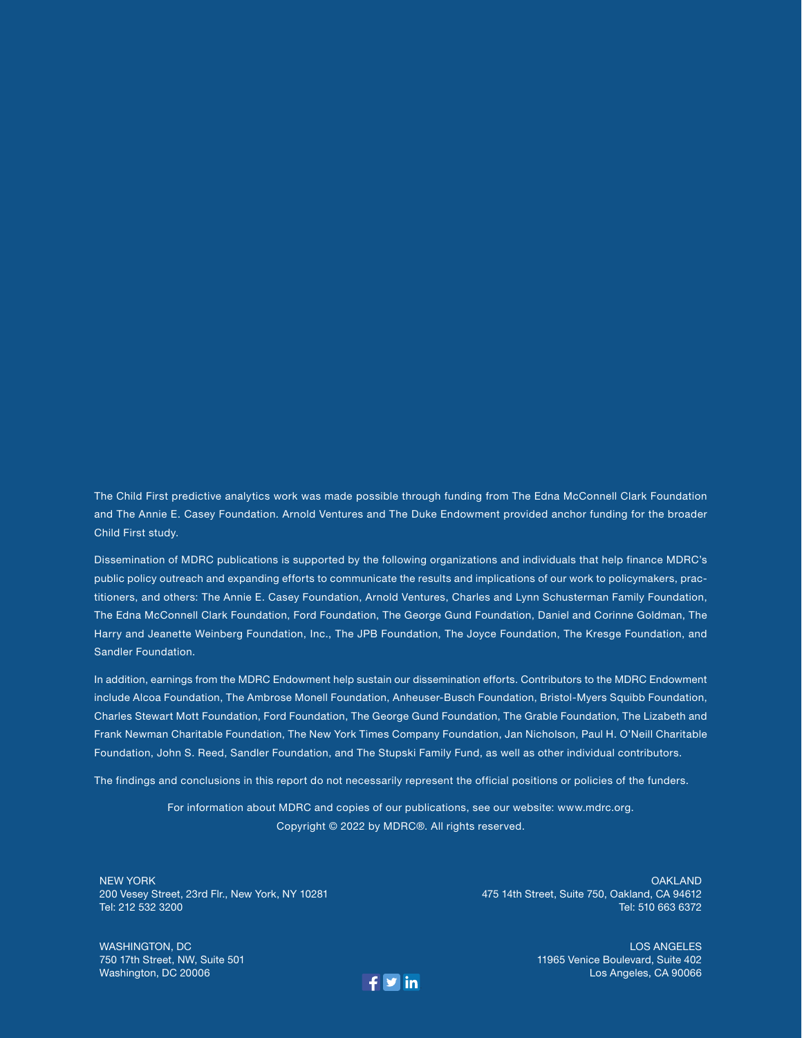The Child First predictive analytics work was made possible through funding from The Edna McConnell Clark Foundation and The Annie E. Casey Foundation. Arnold Ventures and The Duke Endowment provided anchor funding for the broader Child First study.

Dissemination of MDRC publications is supported by the following organizations and individuals that help finance MDRC's public policy outreach and expanding efforts to communicate the results and implications of our work to policymakers, practitioners, and others: The Annie E. Casey Foundation, Arnold Ventures, Charles and Lynn Schusterman Family Foundation, The Edna McConnell Clark Foundation, Ford Foundation, The George Gund Foundation, Daniel and Corinne Goldman, The Harry and Jeanette Weinberg Foundation, Inc., The JPB Foundation, The Joyce Foundation, The Kresge Foundation, and Sandler Foundation.

In addition, earnings from the MDRC Endowment help sustain our dissemination efforts. Contributors to the MDRC Endowment include Alcoa Foundation, The Ambrose Monell Foundation, Anheuser-Busch Foundation, Bristol-Myers Squibb Foundation, Charles Stewart Mott Foundation, Ford Foundation, The George Gund Foundation, The Grable Foundation, The Lizabeth and Frank Newman Charitable Foundation, The New York Times Company Foundation, Jan Nicholson, Paul H. O'Neill Charitable Foundation, John S. Reed, Sandler Foundation, and The Stupski Family Fund, as well as other individual contributors.

The findings and conclusions in this report do not necessarily represent the official positions or policies of the funders.

For information about MDRC and copies of our publications, see our website: www.mdrc.org.
Copyright © 2022 by MDRC®. All rights reserved.

NEW YORK
200 Vesey Street, 23rd Flr., New York, NY 10281
Tel: 212 532 3200

OAKLAND
475 14th Street, Suite 750, Oakland, CA 94612
Tel: 510 663 6372

WASHINGTON, DC
750 17th Street, NW, Suite 501
Washington, DC 20006

LOS ANGELES
11965 Venice Boulevard, Suite 402
Los Angeles, CA 90066